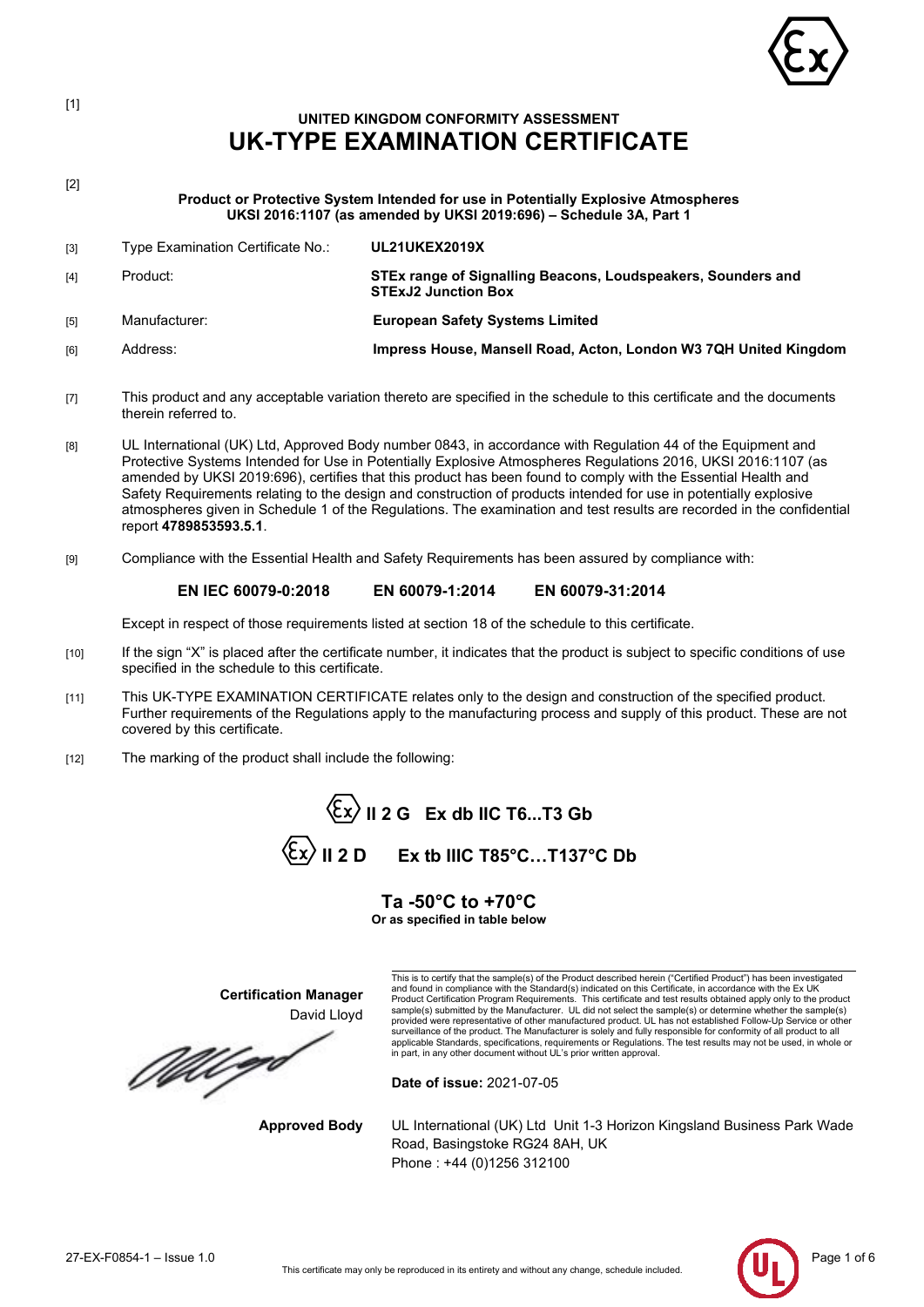[1]

## UNITED KINGDOM CONFORMITY ASSESSMENT

# UK-TYPE EXAMINATION CERTIFICATE

[2]

**Product or Protective System Intended for use in Potentially Explosive Atmospheres**
**UKSI 2016:1107 (as amended by UKSI 2019:696) – Schedule 3A, Part 1**

| | | |
|---|---|---|
| [3] | Type Examination Certificate No.: | **UL21UKEX2019X** |
| [4] | Product: | **STEx range of Signalling Beacons, Loudspeakers, Sounders and STExJ2 Junction Box** |
| [5] | Manufacturer: | **European Safety Systems Limited** |
| [6] | Address: | **Impress House, Mansell Road, Acton, London W3 7QH United Kingdom** |

[7] This product and any acceptable variation thereto are specified in the schedule to this certificate and the documents therein referred to.

[8] UL International (UK) Ltd, Approved Body number 0843, in accordance with Regulation 44 of the Equipment and Protective Systems Intended for Use in Potentially Explosive Atmospheres Regulations 2016, UKSI 2016:1107 (as amended by UKSI 2019:696), certifies that this product has been found to comply with the Essential Health and Safety Requirements relating to the design and construction of products intended for use in potentially explosive atmospheres given in Schedule 1 of the Regulations. The examination and test results are recorded in the confidential report **4789853593.5.1**.

[9] Compliance with the Essential Health and Safety Requirements has been assured by compliance with:

**EN IEC 60079-0:2018     EN 60079-1:2014     EN 60079-31:2014**

Except in respect of those requirements listed at section 18 of the schedule to this certificate.

[10] If the sign "X" is placed after the certificate number, it indicates that the product is subject to specific conditions of use specified in the schedule to this certificate.

[11] This UK-TYPE EXAMINATION CERTIFICATE relates only to the design and construction of the specified product. Further requirements of the Regulations apply to the manufacturing process and supply of this product. These are not covered by this certificate.

[12] The marking of the product shall include the following:

**Ex II 2 G  Ex db IIC T6...T3 Gb**

**Ex II 2 D  Ex tb IIIC T85°C…T137°C Db**

**Ta -50°C to +70°C**
**Or as specified in table below**

**Certification Manager**
David Lloyd

This is to certify that the sample(s) of the Product described herein ("Certified Product") has been investigated and found in compliance with the Standard(s) indicated on this Certificate, in accordance with the Ex UK Product Certification Program Requirements. This certificate and test results obtained apply only to the product sample(s) submitted by the Manufacturer. UL did not select the sample(s) or determine whether the sample(s) provided were representative of other manufactured product. UL has not established Follow-Up Service or other surveillance of the product. The Manufacturer is solely and fully responsible for conformity of all product to all applicable Standards, specifications, requirements or Regulations. The test results may not be used, in whole or in part, in any other document without UL's prior written approval.

**Date of issue:** 2021-07-05

**Approved Body** UL International (UK) Ltd Unit 1-3 Horizon Kingsland Business Park Wade Road, Basingstoke RG24 8AH, UK
Phone : +44 (0)1256 312100

27-EX-F0854-1 – Issue 1.0

This certificate may only be reproduced in its entirety and without any change, schedule included.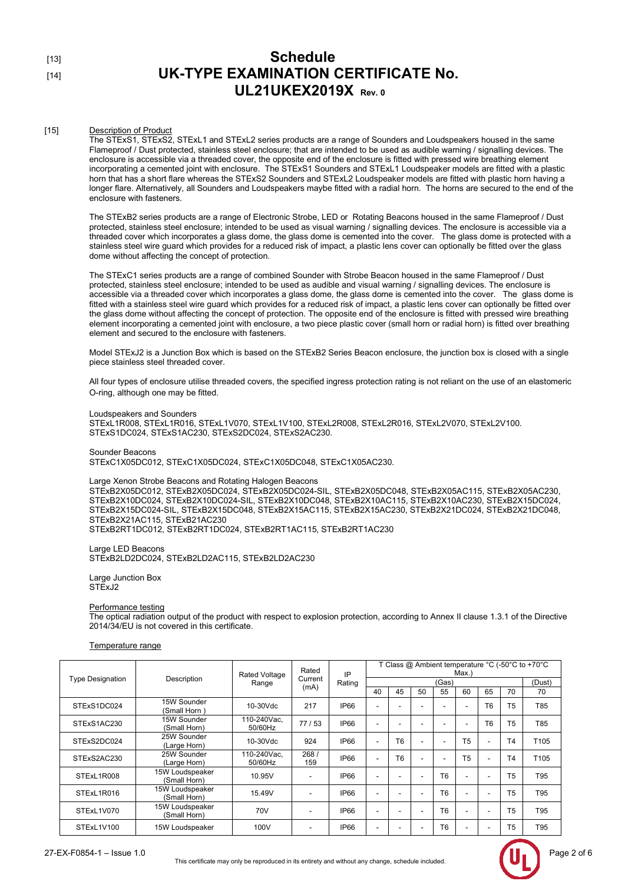[13] 
[14] 

# Schedule
# UK-TYPE EXAMINATION CERTIFICATE No. UL21UKEX2019X Rev. 0

[15] 

Description of Product

The STExS1, STExS2, STExL1 and STExL2 series products are a range of Sounders and Loudspeakers housed in the same Flameproof / Dust protected, stainless steel enclosure; that are intended to be used as audible warning / signalling devices. The enclosure is accessible via a threaded cover, the opposite end of the enclosure is fitted with pressed wire breathing element incorporating a cemented joint with enclosure. The STExS1 Sounders and STExL1 Loudspeaker models are fitted with a plastic horn that has a short flare whereas the STExS2 Sounders and STExL2 Loudspeaker models are fitted with plastic horn having a longer flare. Alternatively, all Sounders and Loudspeakers maybe fitted with a radial horn. The horns are secured to the end of the enclosure with fasteners.

The STExB2 series products are a range of Electronic Strobe, LED or Rotating Beacons housed in the same Flameproof / Dust protected, stainless steel enclosure; intended to be used as visual warning / signalling devices. The enclosure is accessible via a threaded cover which incorporates a glass dome, the glass dome is cemented into the cover. The glass dome is protected with a stainless steel wire guard which provides for a reduced risk of impact, a plastic lens cover can optionally be fitted over the glass dome without affecting the concept of protection.

The STExC1 series products are a range of combined Sounder with Strobe Beacon housed in the same Flameproof / Dust protected, stainless steel enclosure; intended to be used as audible and visual warning / signalling devices. The enclosure is accessible via a threaded cover which incorporates a glass dome, the glass dome is cemented into the cover. The glass dome is fitted with a stainless steel wire guard which provides for a reduced risk of impact, a plastic lens cover can optionally be fitted over the glass dome without affecting the concept of protection. The opposite end of the enclosure is fitted with pressed wire breathing element incorporating a cemented joint with enclosure, a two piece plastic cover (small horn or radial horn) is fitted over breathing element and secured to the enclosure with fasteners.

Model STExJ2 is a Junction Box which is based on the STExB2 Series Beacon enclosure, the junction box is closed with a single piece stainless steel threaded cover.

All four types of enclosure utilise threaded covers, the specified ingress protection rating is not reliant on the use of an elastomeric O-ring, although one may be fitted.

Loudspeakers and Sounders
STExL1R008, STExL1R016, STExL1V070, STExL1V100, STExL2R008, STExL2R016, STExL2V070, STExL2V100.
STExS1DC024, STExS1AC230, STExS2DC024, STExS2AC230.

Sounder Beacons
STExC1X05DC012, STExC1X05DC024, STExC1X05DC048, STExC1X05AC230.

Large Xenon Strobe Beacons and Rotating Halogen Beacons
STExB2X05DC012, STExB2X05DC024, STExB2X05DC024-SIL, STExB2X05DC048, STExB2X05AC115, STExB2X05AC230, STExB2X10DC024, STExB2X10DC024-SIL, STExB2X10DC048, STExB2X10AC115, STExB2X10AC230, STExB2X15DC024, STExB2X15DC024-SIL, STExB2X15DC048, STExB2X15AC115, STExB2X15AC230, STExB2X21DC024, STExB2X21DC048, STExB2X21AC115, STExB21AC230
STExB2RT1DC012, STExB2RT1DC024, STExB2RT1AC115, STExB2RT1AC230

Large LED Beacons
STExB2LD2DC024, STExB2LD2AC115, STExB2LD2AC230

Large Junction Box
STExJ2

Performance testing

The optical radiation output of the product with respect to explosion protection, according to Annex II clause 1.3.1 of the Directive 2014/34/EU is not covered in this certificate.

Temperature range

| Type Designation | Description | Rated Voltage Range | Rated Current (mA) | IP Rating | T Class @ Ambient temperature °C (-50°C to +70°C Max.) | | | | | | | |
|---|---|---|---|---|---|---|---|---|---|---|---|---|
| | | | | | (Gas) | | | | | | | (Dust) |
| | | | | | 40 | 45 | 50 | 55 | 60 | 65 | 70 | 70 |
| STExS1DC024 | 15W Sounder (Small Horn ) | 10-30Vdc | 217 | IP66 | - | - | - | - | - | T6 | T5 | T85 |
| STExS1AC230 | 15W Sounder (Small Horn) | 110-240Vac, 50/60Hz | 77 / 53 | IP66 | - | - | - | - | - | T6 | T5 | T85 |
| STExS2DC024 | 25W Sounder (Large Horn) | 10-30Vdc | 924 | IP66 | - | T6 | - | - | T5 | - | T4 | T105 |
| STExS2AC230 | 25W Sounder (Large Horn) | 110-240Vac, 50/60Hz | 268 / 159 | IP66 | - | T6 | - | - | T5 | - | T4 | T105 |
| STExL1R008 | 15W Loudspeaker (Small Horn) | 10.95V | - | IP66 | - | - | - | T6 | - | - | T5 | T95 |
| STExL1R016 | 15W Loudspeaker (Small Horn) | 15.49V | - | IP66 | - | - | - | T6 | - | - | T5 | T95 |
| STExL1V070 | 15W Loudspeaker (Small Horn) | 70V | - | IP66 | - | - | - | T6 | - | - | T5 | T95 |
| STExL1V100 | 15W Loudspeaker | 100V | - | IP66 | - | - | - | T6 | - | - | T5 | T95 |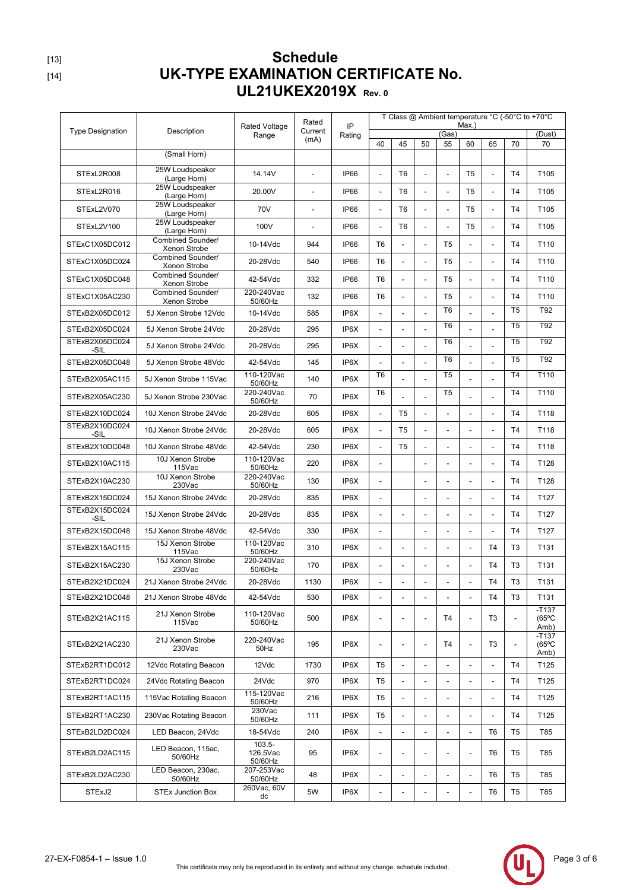[13]

[14]

# Schedule
# UK-TYPE EXAMINATION CERTIFICATE No. UL21UKEX2019X Rev. 0

| Type Designation | Description | Rated Voltage Range | Rated Current (mA) | IP Rating | T Class @ Ambient temperature °C (-50°C to +70°C Max.) | | | | | | | |
|---|---|---|---|---|---|---|---|---|---|---|---|---|
| | | | | | (Gas) | | | | | | | (Dust) |
| | | | | | 40 | 45 | 50 | 55 | 60 | 65 | 70 | 70 |
| | (Small Horn) | | | | | | | | | | | |
| STExL2R008 | 25W Loudspeaker (Large Horn) | 14.14V | - | IP66 | - | T6 | - | - | T5 | - | T4 | T105 |
| STExL2R016 | 25W Loudspeaker (Large Horn) | 20.00V | - | IP66 | - | T6 | - | - | T5 | - | T4 | T105 |
| STExL2V070 | 25W Loudspeaker (Large Horn) | 70V | - | IP66 | - | T6 | - | - | T5 | - | T4 | T105 |
| STExL2V100 | 25W Loudspeaker (Large Horn) | 100V | - | IP66 | - | T6 | - | - | T5 | - | T4 | T105 |
| STExC1X05DC012 | Combined Sounder/ Xenon Strobe | 10-14Vdc | 944 | IP66 | T6 | - | - | T5 | - | - | T4 | T110 |
| STExC1X05DC024 | Combined Sounder/ Xenon Strobe | 20-28Vdc | 540 | IP66 | T6 | - | - | T5 | - | - | T4 | T110 |
| STExC1X05DC048 | Combined Sounder/ Xenon Strobe | 42-54Vdc | 332 | IP66 | T6 | - | - | T5 | - | - | T4 | T110 |
| STExC1X05AC230 | Combined Sounder/ Xenon Strobe | 220-240Vac 50/60Hz | 132 | IP66 | T6 | - | - | T5 | - | - | T4 | T110 |
| STExB2X05DC012 | 5J Xenon Strobe 12Vdc | 10-14Vdc | 585 | IP6X | - | - | - | T6 | - | - | T5 | T92 |
| STExB2X05DC024 | 5J Xenon Strobe 24Vdc | 20-28Vdc | 295 | IP6X | - | - | - | T6 | - | - | T5 | T92 |
| STExB2X05DC024 -SIL | 5J Xenon Strobe 24Vdc | 20-28Vdc | 295 | IP6X | - | - | - | T6 | - | - | T5 | T92 |
| STExB2X05DC048 | 5J Xenon Strobe 48Vdc | 42-54Vdc | 145 | IP6X | - | - | - | T6 | - | - | T5 | T92 |
| STExB2X05AC115 | 5J Xenon Strobe 115Vac | 110-120Vac 50/60Hz | 140 | IP6X | T6 | - | - | T5 | - | - | T4 | T110 |
| STExB2X05AC230 | 5J Xenon Strobe 230Vac | 220-240Vac 50/60Hz | 70 | IP6X | T6 | - | - | T5 | - | - | T4 | T110 |
| STExB2X10DC024 | 10J Xenon Strobe 24Vdc | 20-28Vdc | 605 | IP6X | - | T5 | - | - | - | - | T4 | T118 |
| STExB2X10DC024 -SIL | 10J Xenon Strobe 24Vdc | 20-28Vdc | 605 | IP6X | - | T5 | - | - | - | - | T4 | T118 |
| STExB2X10DC048 | 10J Xenon Strobe 48Vdc | 42-54Vdc | 230 | IP6X | - | T5 | - | - | - | - | T4 | T118 |
| STExB2X10AC115 | 10J Xenon Strobe 115Vac | 110-120Vac 50/60Hz | 220 | IP6X | - | | - | - | - | - | T4 | T128 |
| STExB2X10AC230 | 10J Xenon Strobe 230Vac | 220-240Vac 50/60Hz | 130 | IP6X | - | | - | - | - | - | T4 | T128 |
| STExB2X15DC024 | 15J Xenon Strobe 24Vdc | 20-28Vdc | 835 | IP6X | - | | - | - | - | - | T4 | T127 |
| STExB2X15DC024 -SIL | 15J Xenon Strobe 24Vdc | 20-28Vdc | 835 | IP6X | - | - | - | - | - | - | T4 | T127 |
| STExB2X15DC048 | 15J Xenon Strobe 48Vdc | 42-54Vdc | 330 | IP6X | - | | - | - | - | - | T4 | T127 |
| STExB2X15AC115 | 15J Xenon Strobe 115Vac | 110-120Vac 50/60Hz | 310 | IP6X | - | - | - | - | - | T4 | T3 | T131 |
| STExB2X15AC230 | 15J Xenon Strobe 230Vac | 220-240Vac 50/60Hz | 170 | IP6X | - | - | - | - | - | T4 | T3 | T131 |
| STExB2X21DC024 | 21J Xenon Strobe 24Vdc | 20-28Vdc | 1130 | IP6X | - | - | - | - | - | T4 | T3 | T131 |
| STExB2X21DC048 | 21J Xenon Strobe 48Vdc | 42-54Vdc | 530 | IP6X | - | - | - | - | - | T4 | T3 | T131 |
| STExB2X21AC115 | 21J Xenon Strobe 115Vac | 110-120Vac 50/60Hz | 500 | IP6X | - | - | - | T4 | - | T3 | - | -T137 (65ºC Amb) |
| STExB2X21AC230 | 21J Xenon Strobe 230Vac | 220-240Vac 50Hz | 195 | IP6X | - | - | - | T4 | - | T3 | - | -T137 (65ºC Amb) |
| STExB2RT1DC012 | 12Vdc Rotating Beacon | 12Vdc | 1730 | IP6X | T5 | - | - | - | - | - | T4 | T125 |
| STExB2RT1DC024 | 24Vdc Rotating Beacon | 24Vdc | 970 | IP6X | T5 | - | - | - | - | - | T4 | T125 |
| STExB2RT1AC115 | 115Vac Rotating Beacon | 115-120Vac 50/60Hz | 216 | IP6X | T5 | - | - | - | - | - | T4 | T125 |
| STExB2RT1AC230 | 230Vac Rotating Beacon | 230Vac 50/60Hz | 111 | IP6X | T5 | - | - | - | - | - | T4 | T125 |
| STExB2LD2DC024 | LED Beacon, 24Vdc | 18-54Vdc | 240 | IP6X | - | - | - | - | - | T6 | T5 | T85 |
| STExB2LD2AC115 | LED Beacon, 115ac, 50/60Hz | 103.5-126.5Vac 50/60Hz | 95 | IP6X | - | - | - | - | - | T6 | T5 | T85 |
| STExB2LD2AC230 | LED Beacon, 230ac, 50/60Hz | 207-253Vac 50/60Hz | 48 | IP6X | - | - | - | - | - | T6 | T5 | T85 |
| STExJ2 | STEx Junction Box | 260Vac, 60V dc | 5W | IP6X | - | - | - | - | - | T6 | T5 | T85 |

27-EX-F0854-1 – Issue 1.0

This certificate may only be reproduced in its entirety and without any change, schedule included.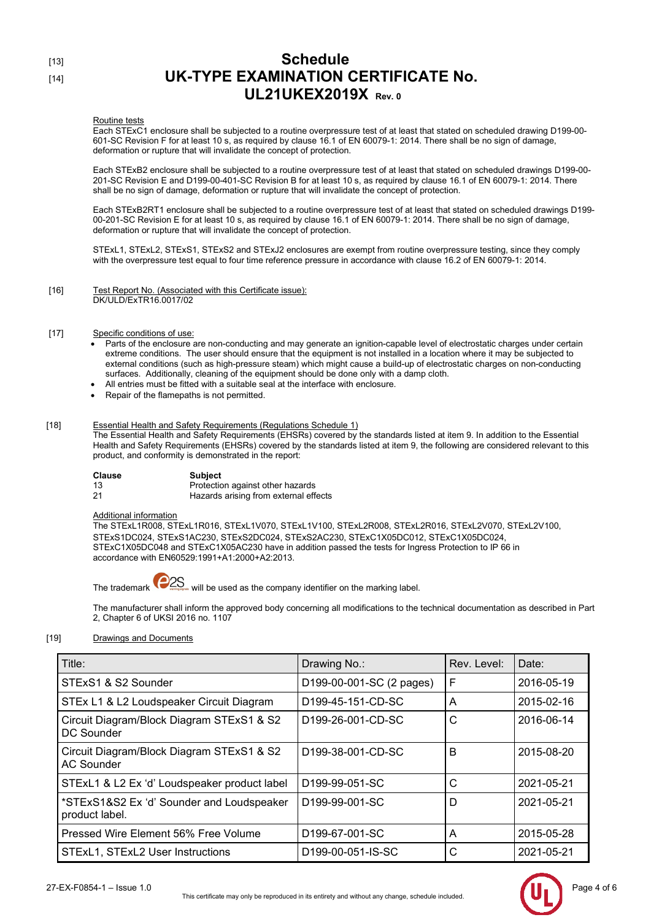[13]
[14]

# Schedule
# UK-TYPE EXAMINATION CERTIFICATE No. UL21UKEX2019X Rev. 0

Routine tests

Each STExC1 enclosure shall be subjected to a routine overpressure test of at least that stated on scheduled drawing D199-00-601-SC Revision F for at least 10 s, as required by clause 16.1 of EN 60079-1: 2014. There shall be no sign of damage, deformation or rupture that will invalidate the concept of protection.

Each STExB2 enclosure shall be subjected to a routine overpressure test of at least that stated on scheduled drawings D199-00-201-SC Revision E and D199-00-401-SC Revision B for at least 10 s, as required by clause 16.1 of EN 60079-1: 2014. There shall be no sign of damage, deformation or rupture that will invalidate the concept of protection.

Each STExB2RT1 enclosure shall be subjected to a routine overpressure test of at least that stated on scheduled drawings D199-00-201-SC Revision E for at least 10 s, as required by clause 16.1 of EN 60079-1: 2014. There shall be no sign of damage, deformation or rupture that will invalidate the concept of protection.

STExL1, STExL2, STExS1, STExS2 and STExJ2 enclosures are exempt from routine overpressure testing, since they comply with the overpressure test equal to four time reference pressure in accordance with clause 16.2 of EN 60079-1: 2014.

[16] Test Report No. (Associated with this Certificate issue):
DK/ULD/ExTR16.0017/02

[17] Specific conditions of use:

- Parts of the enclosure are non-conducting and may generate an ignition-capable level of electrostatic charges under certain extreme conditions. The user should ensure that the equipment is not installed in a location where it may be subjected to external conditions (such as high-pressure steam) which might cause a build-up of electrostatic charges on non-conducting surfaces. Additionally, cleaning of the equipment should be done only with a damp cloth.
- All entries must be fitted with a suitable seal at the interface with enclosure.
- Repair of the flamepaths is not permitted.

[18] Essential Health and Safety Requirements (Regulations Schedule 1)
The Essential Health and Safety Requirements (EHSRs) covered by the standards listed at item 9. In addition to the Essential Health and Safety Requirements (EHSRs) covered by the standards listed at item 9, the following are considered relevant to this product, and conformity is demonstrated in the report:

| Clause | Subject |
|---|---|
| 13 | Protection against other hazards |
| 21 | Hazards arising from external effects |

Additional information

The STExL1R008, STExL1R016, STExL1V070, STExL1V100, STExL2R008, STExL2R016, STExL2V070, STExL2V100, STExS1DC024, STExS1AC230, STExS2DC024, STExS2AC230, STExC1X05DC012, STExC1X05DC024, STExC1X05DC048 and STExC1X05AC230 have in addition passed the tests for Ingress Protection to IP 66 in accordance with EN60529:1991+A1:2000+A2:2013.

The trademark e2S will be used as the company identifier on the marking label.

The manufacturer shall inform the approved body concerning all modifications to the technical documentation as described in Part 2, Chapter 6 of UKSI 2016 no. 1107

[19] Drawings and Documents

| Title: | Drawing No.: | Rev. Level: | Date: |
|---|---|---|---|
| STExS1 & S2 Sounder | D199-00-001-SC (2 pages) | F | 2016-05-19 |
| STEx L1 & L2 Loudspeaker Circuit Diagram | D199-45-151-CD-SC | A | 2015-02-16 |
| Circuit Diagram/Block Diagram STExS1 & S2 DC Sounder | D199-26-001-CD-SC | C | 2016-06-14 |
| Circuit Diagram/Block Diagram STExS1 & S2 AC Sounder | D199-38-001-CD-SC | B | 2015-08-20 |
| STExL1 & L2 Ex 'd' Loudspeaker product label | D199-99-051-SC | C | 2021-05-21 |
| *STExS1&S2 Ex 'd' Sounder and Loudspeaker product label. | D199-99-001-SC | D | 2021-05-21 |
| Pressed Wire Element 56% Free Volume | D199-67-001-SC | A | 2015-05-28 |
| STExL1, STExL2 User Instructions | D199-00-051-IS-SC | C | 2021-05-21 |

27-EX-F0854-1 – Issue 1.0

This certificate may only be reproduced in its entirety and without any change, schedule included.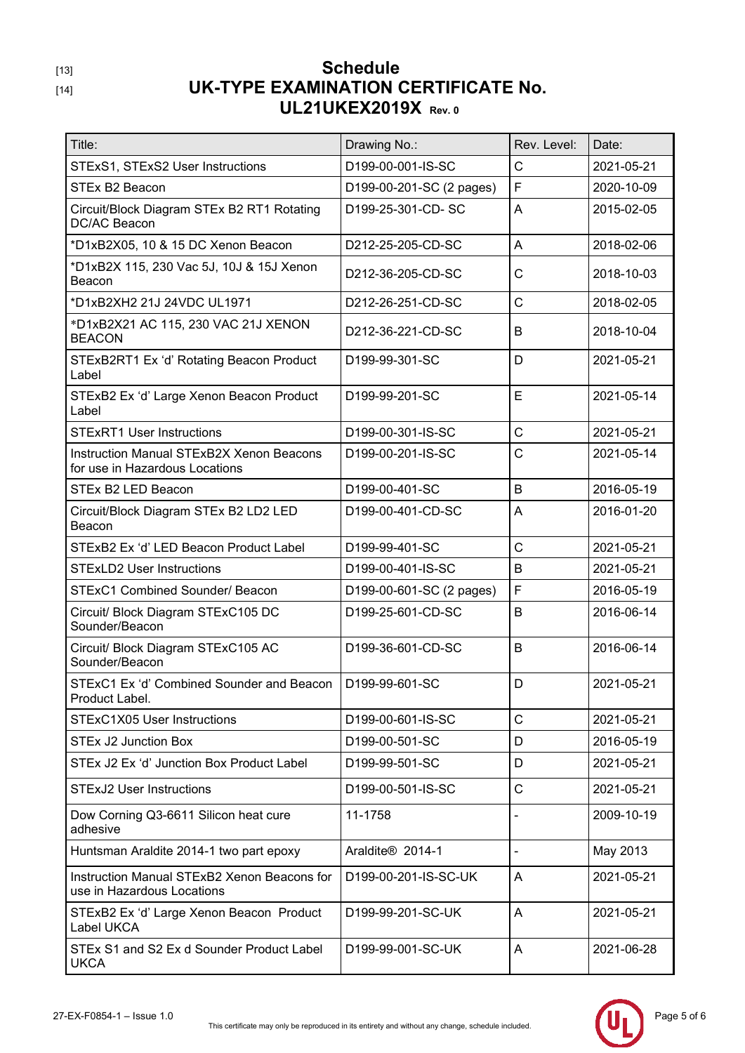[13]
[14]

# Schedule
# UK-TYPE EXAMINATION CERTIFICATE No. UL21UKEX2019X Rev. 0

| Title: | Drawing No.: | Rev. Level: | Date: |
|---|---|---|---|
| STExS1, STExS2 User Instructions | D199-00-001-IS-SC | C | 2021-05-21 |
| STEx B2 Beacon | D199-00-201-SC (2 pages) | F | 2020-10-09 |
| Circuit/Block Diagram STEx B2 RT1 Rotating DC/AC Beacon | D199-25-301-CD- SC | A | 2015-02-05 |
| *D1xB2X05, 10 & 15 DC Xenon Beacon | D212-25-205-CD-SC | A | 2018-02-06 |
| *D1xB2X 115, 230 Vac 5J, 10J & 15J Xenon Beacon | D212-36-205-CD-SC | C | 2018-10-03 |
| *D1xB2XH2 21J 24VDC UL1971 | D212-26-251-CD-SC | C | 2018-02-05 |
| *D1xB2X21 AC 115, 230 VAC 21J XENON BEACON | D212-36-221-CD-SC | B | 2018-10-04 |
| STExB2RT1 Ex 'd' Rotating Beacon Product Label | D199-99-301-SC | D | 2021-05-21 |
| STExB2 Ex 'd' Large Xenon Beacon Product Label | D199-99-201-SC | E | 2021-05-14 |
| STExRT1 User Instructions | D199-00-301-IS-SC | C | 2021-05-21 |
| Instruction Manual STExB2X Xenon Beacons for use in Hazardous Locations | D199-00-201-IS-SC | C | 2021-05-14 |
| STEx B2 LED Beacon | D199-00-401-SC | B | 2016-05-19 |
| Circuit/Block Diagram STEx B2 LD2 LED Beacon | D199-00-401-CD-SC | A | 2016-01-20 |
| STExB2 Ex 'd' LED Beacon Product Label | D199-99-401-SC | C | 2021-05-21 |
| STExLD2 User Instructions | D199-00-401-IS-SC | B | 2021-05-21 |
| STExC1 Combined Sounder/ Beacon | D199-00-601-SC (2 pages) | F | 2016-05-19 |
| Circuit/ Block Diagram STExC105 DC Sounder/Beacon | D199-25-601-CD-SC | B | 2016-06-14 |
| Circuit/ Block Diagram STExC105 AC Sounder/Beacon | D199-36-601-CD-SC | B | 2016-06-14 |
| STExC1 Ex 'd' Combined Sounder and Beacon Product Label. | D199-99-601-SC | D | 2021-05-21 |
| STExC1X05 User Instructions | D199-00-601-IS-SC | C | 2021-05-21 |
| STEx J2 Junction Box | D199-00-501-SC | D | 2016-05-19 |
| STEx J2 Ex 'd' Junction Box Product Label | D199-99-501-SC | D | 2021-05-21 |
| STExJ2 User Instructions | D199-00-501-IS-SC | C | 2021-05-21 |
| Dow Corning Q3-6611 Silicon heat cure adhesive | 11-1758 | - | 2009-10-19 |
| Huntsman Araldite 2014-1 two part epoxy | Araldite® 2014-1 | - | May 2013 |
| Instruction Manual STExB2 Xenon Beacons for use in Hazardous Locations | D199-00-201-IS-SC-UK | A | 2021-05-21 |
| STExB2 Ex 'd' Large Xenon Beacon Product Label UKCA | D199-99-201-SC-UK | A | 2021-05-21 |
| STEx S1 and S2 Ex d Sounder Product Label UKCA | D199-99-001-SC-UK | A | 2021-06-28 |

27-EX-F0854-1 – Issue 1.0

This certificate may only be reproduced in its entirety and without any change, schedule included.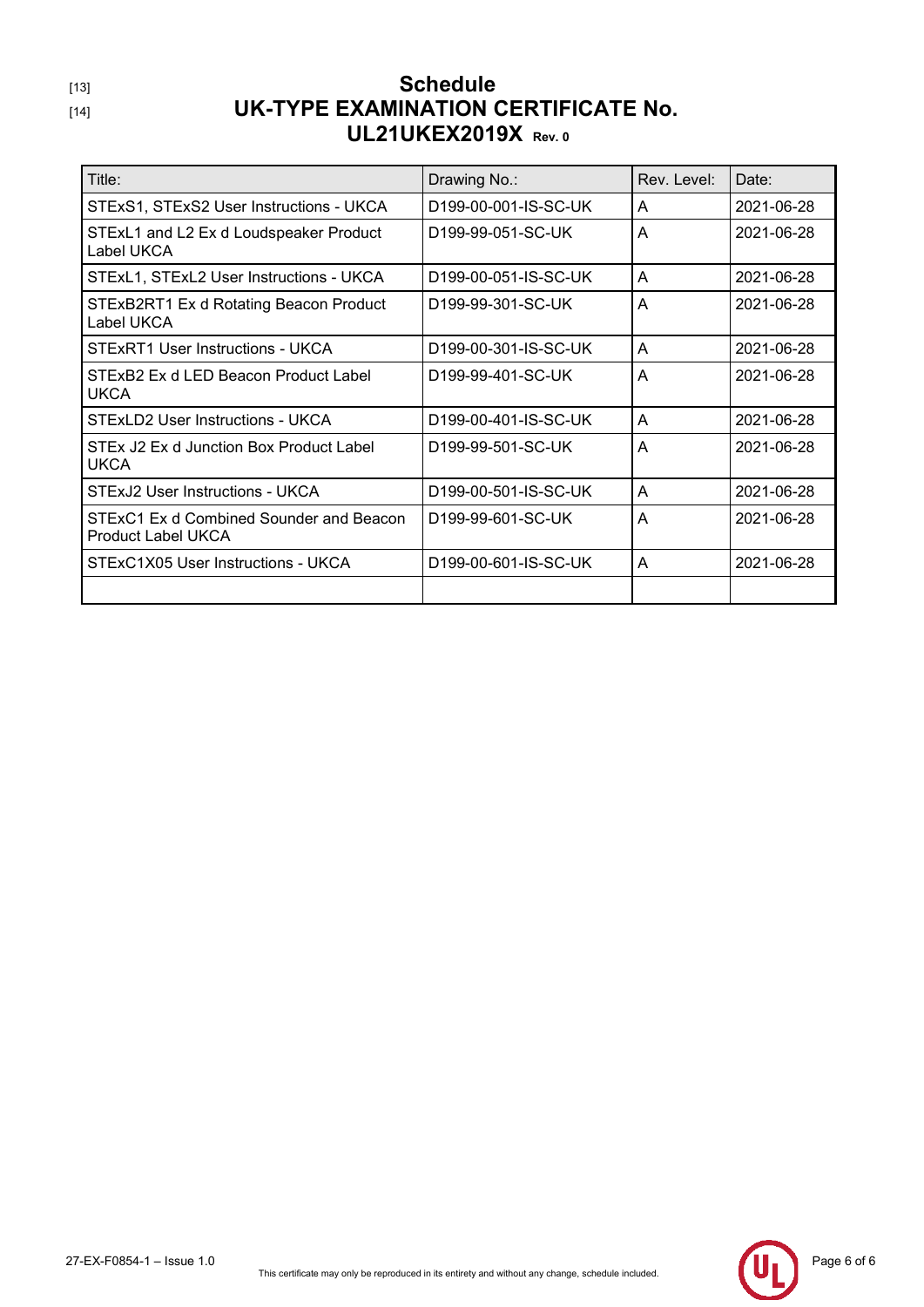[13] **Schedule**

[14] **UK-TYPE EXAMINATION CERTIFICATE No. UL21UKEX2019X** Rev. 0

| Title: | Drawing No.: | Rev. Level: | Date: |
|---|---|---|---|
| STExS1, STExS2 User Instructions - UKCA | D199-00-001-IS-SC-UK | A | 2021-06-28 |
| STExL1 and L2 Ex d Loudspeaker Product Label UKCA | D199-99-051-SC-UK | A | 2021-06-28 |
| STExL1, STExL2 User Instructions - UKCA | D199-00-051-IS-SC-UK | A | 2021-06-28 |
| STExB2RT1 Ex d Rotating Beacon Product Label UKCA | D199-99-301-SC-UK | A | 2021-06-28 |
| STExRT1 User Instructions - UKCA | D199-00-301-IS-SC-UK | A | 2021-06-28 |
| STExB2 Ex d LED Beacon Product Label UKCA | D199-99-401-SC-UK | A | 2021-06-28 |
| STExLD2 User Instructions - UKCA | D199-00-401-IS-SC-UK | A | 2021-06-28 |
| STEx J2 Ex d Junction Box Product Label UKCA | D199-99-501-SC-UK | A | 2021-06-28 |
| STExJ2 User Instructions - UKCA | D199-00-501-IS-SC-UK | A | 2021-06-28 |
| STExC1 Ex d Combined Sounder and Beacon Product Label UKCA | D199-99-601-SC-UK | A | 2021-06-28 |
| STExC1X05 User Instructions - UKCA | D199-00-601-IS-SC-UK | A | 2021-06-28 |
| | | | |

27-EX-F0854-1 – Issue 1.0

This certificate may only be reproduced in its entirety and without any change, schedule included.